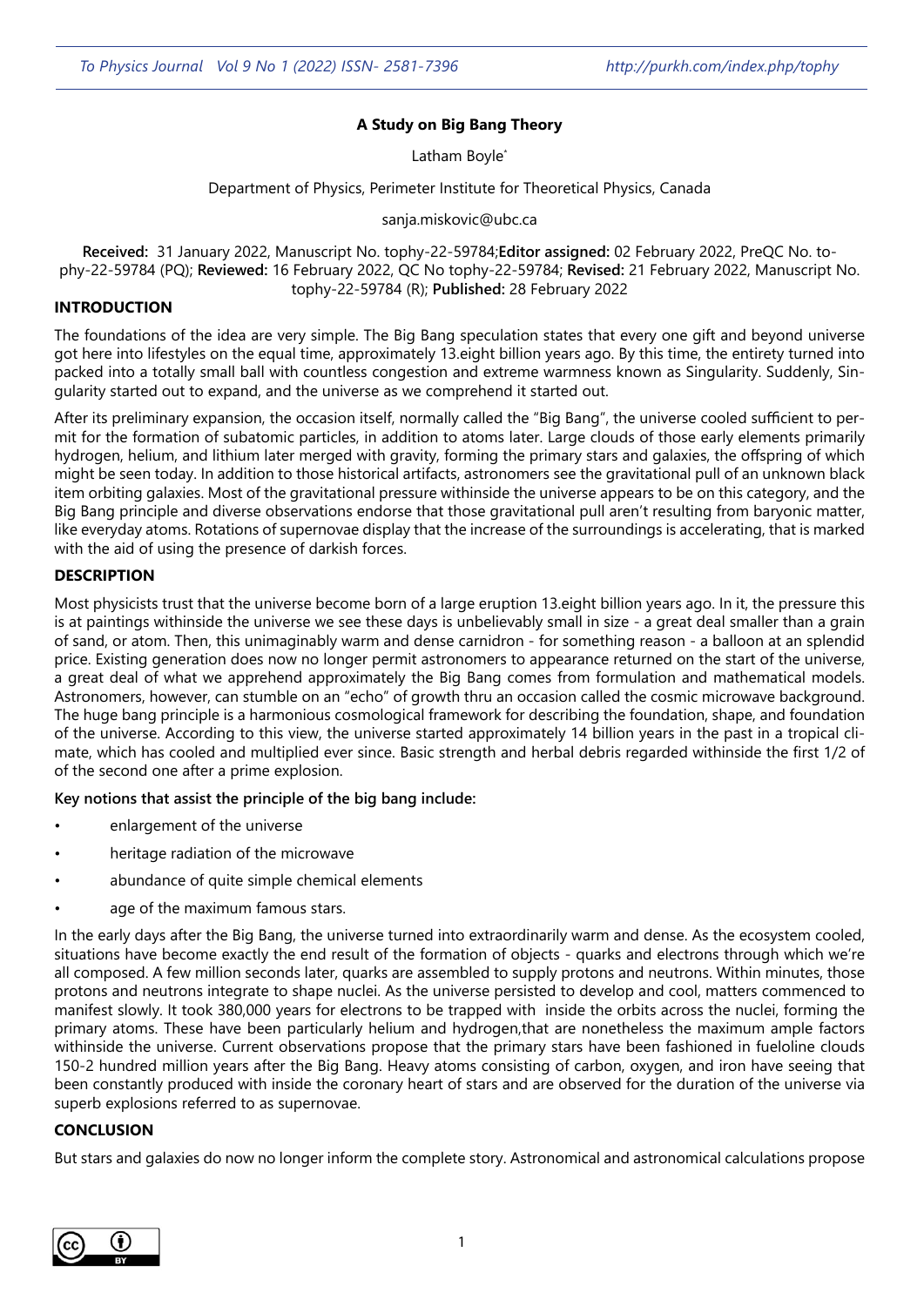# A Study on Big Bang Theory

Latham Boyle*

Department of Physics, Perimeter Institute for Theoretical Physics, Canada

sanja.miskovic@ubc.ca

**Received:** 31 January 2022, Manuscript No. tophy-22-59784;**Editor assigned:** 02 February 2022, PreQC No. tophy-22-59784 (PQ); **Reviewed:** 16 February 2022, QC No tophy-22-59784; **Revised:** 21 February 2022, Manuscript No. tophy-22-59784 (R); **Published:** 28 February 2022

## INTRODUCTION

The foundations of the idea are very simple. The Big Bang speculation states that every one gift and beyond universe got here into lifestyles on the equal time, approximately 13.eight billion years ago. By this time, the entirety turned into packed into a totally small ball with countless congestion and extreme warmness known as Singularity. Suddenly, Singularity started out to expand, and the universe as we comprehend it started out.

After its preliminary expansion, the occasion itself, normally called the "Big Bang", the universe cooled sufficient to permit for the formation of subatomic particles, in addition to atoms later. Large clouds of those early elements primarily hydrogen, helium, and lithium later merged with gravity, forming the primary stars and galaxies, the offspring of which might be seen today. In addition to those historical artifacts, astronomers see the gravitational pull of an unknown black item orbiting galaxies. Most of the gravitational pressure withinside the universe appears to be on this category, and the Big Bang principle and diverse observations endorse that those gravitational pull aren't resulting from baryonic matter, like everyday atoms. Rotations of supernovae display that the increase of the surroundings is accelerating, that is marked with the aid of using the presence of darkish forces.

## DESCRIPTION

Most physicists trust that the universe become born of a large eruption 13.eight billion years ago. In it, the pressure this is at paintings withinside the universe we see these days is unbelievably small in size - a great deal smaller than a grain of sand, or atom. Then, this unimaginably warm and dense carnidron - for something reason - a balloon at an splendid price. Existing generation does now no longer permit astronomers to appearance returned on the start of the universe, a great deal of what we apprehend approximately the Big Bang comes from formulation and mathematical models. Astronomers, however, can stumble on an "echo" of growth thru an occasion called the cosmic microwave background. The huge bang principle is a harmonious cosmological framework for describing the foundation, shape, and foundation of the universe. According to this view, the universe started approximately 14 billion years in the past in a tropical climate, which has cooled and multiplied ever since. Basic strength and herbal debris regarded withinside the first 1/2 of of the second one after a prime explosion.

**Key notions that assist the principle of the big bang include:**

- enlargement of the universe
- heritage radiation of the microwave
- abundance of quite simple chemical elements
- age of the maximum famous stars.

In the early days after the Big Bang, the universe turned into extraordinarily warm and dense. As the ecosystem cooled, situations have become exactly the end result of the formation of objects - quarks and electrons through which we're all composed. A few million seconds later, quarks are assembled to supply protons and neutrons. Within minutes, those protons and neutrons integrate to shape nuclei. As the universe persisted to develop and cool, matters commenced to manifest slowly. It took 380,000 years for electrons to be trapped with inside the orbits across the nuclei, forming the primary atoms. These have been particularly helium and hydrogen,that are nonetheless the maximum ample factors withinside the universe. Current observations propose that the primary stars have been fashioned in fueloline clouds 150-2 hundred million years after the Big Bang. Heavy atoms consisting of carbon, oxygen, and iron have seeing that been constantly produced with inside the coronary heart of stars and are observed for the duration of the universe via superb explosions referred to as supernovae.

## CONCLUSION

But stars and galaxies do now no longer inform the complete story. Astronomical and astronomical calculations propose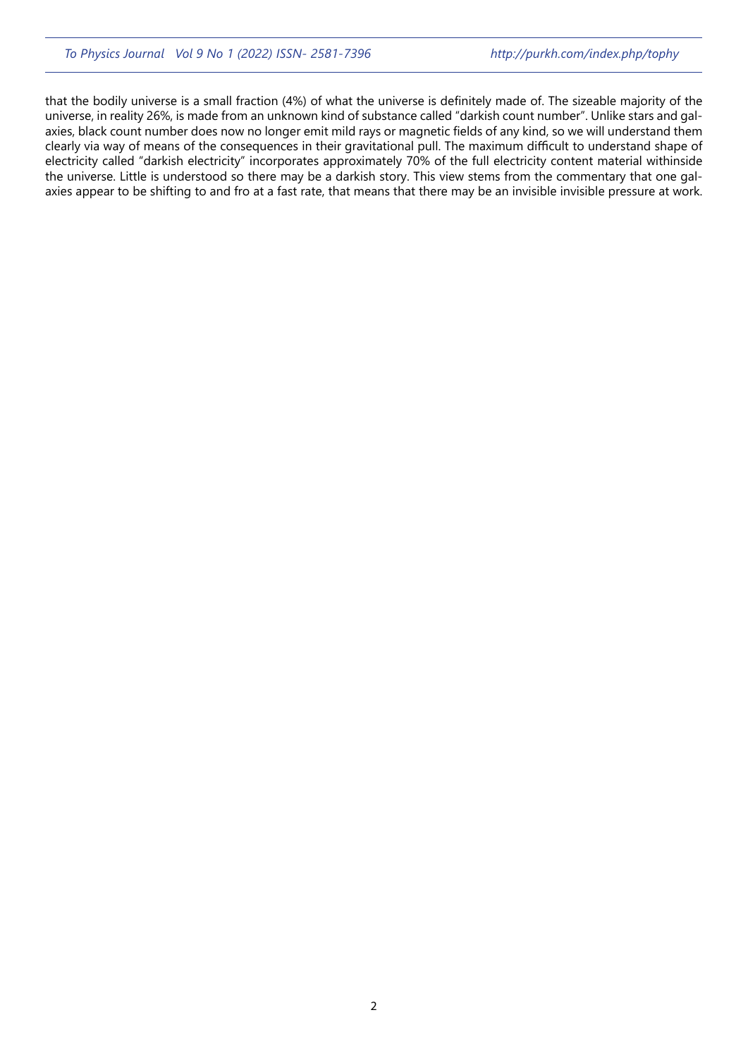that the bodily universe is a small fraction (4%) of what the universe is definitely made of. The sizeable majority of the universe, in reality 26%, is made from an unknown kind of substance called "darkish count number". Unlike stars and galaxies, black count number does now no longer emit mild rays or magnetic fields of any kind, so we will understand them clearly via way of means of the consequences in their gravitational pull. The maximum difficult to understand shape of electricity called "darkish electricity" incorporates approximately 70% of the full electricity content material withinside the universe. Little is understood so there may be a darkish story. This view stems from the commentary that one galaxies appear to be shifting to and fro at a fast rate, that means that there may be an invisible invisible pressure at work.